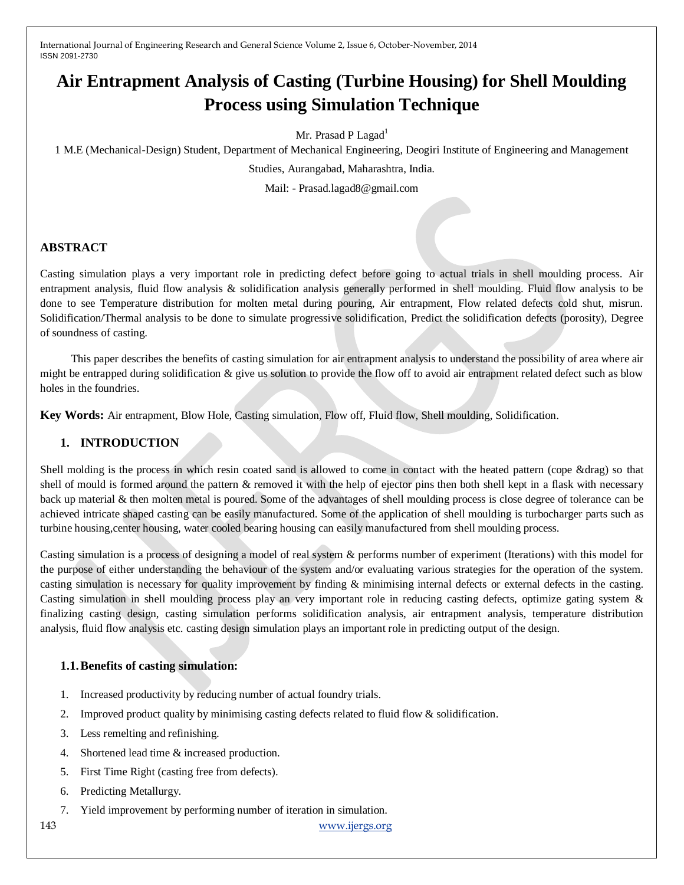# Air Entrapment Analysis of Casting (Turbine Housing) for Shell Moulding Process using Simulation Technique

Mr. Prasad P Lagad[1]

1 M.E (Mechanical-Design) Student, Department of Mechanical Engineering, Deogiri Institute of Engineering and Management Studies, Aurangabad, Maharashtra, India.

Mail: - Prasad.lagad8@gmail.com

## ABSTRACT

Casting simulation plays a very important role in predicting defect before going to actual trials in shell moulding process. Air entrapment analysis, fluid flow analysis & solidification analysis generally performed in shell moulding. Fluid flow analysis to be done to see Temperature distribution for molten metal during pouring, Air entrapment, Flow related defects cold shut, misrun. Solidification/Thermal analysis to be done to simulate progressive solidification, Predict the solidification defects (porosity), Degree of soundness of casting.

This paper describes the benefits of casting simulation for air entrapment analysis to understand the possibility of area where air might be entrapped during solidification & give us solution to provide the flow off to avoid air entrapment related defect such as blow holes in the foundries.

**Key Words:** Air entrapment, Blow Hole, Casting simulation, Flow off, Fluid flow, Shell moulding, Solidification.

## 1. INTRODUCTION

Shell molding is the process in which resin coated sand is allowed to come in contact with the heated pattern (cope &drag) so that shell of mould is formed around the pattern & removed it with the help of ejector pins then both shell kept in a flask with necessary back up material & then molten metal is poured. Some of the advantages of shell moulding process is close degree of tolerance can be achieved intricate shaped casting can be easily manufactured. Some of the application of shell moulding is turbocharger parts such as turbine housing,center housing, water cooled bearing housing can easily manufactured from shell moulding process.

Casting simulation is a process of designing a model of real system & performs number of experiment (Iterations) with this model for the purpose of either understanding the behaviour of the system and/or evaluating various strategies for the operation of the system. casting simulation is necessary for quality improvement by finding & minimising internal defects or external defects in the casting. Casting simulation in shell moulding process play an very important role in reducing casting defects, optimize gating system & finalizing casting design, casting simulation performs solidification analysis, air entrapment analysis, temperature distribution analysis, fluid flow analysis etc. casting design simulation plays an important role in predicting output of the design.

### 1.1. Benefits of casting simulation:

1. Increased productivity by reducing number of actual foundry trials.
2. Improved product quality by minimising casting defects related to fluid flow & solidification.
3. Less remelting and refinishing.
4. Shortened lead time & increased production.
5. First Time Right (casting free from defects).
6. Predicting Metallurgy.
7. Yield improvement by performing number of iteration in simulation.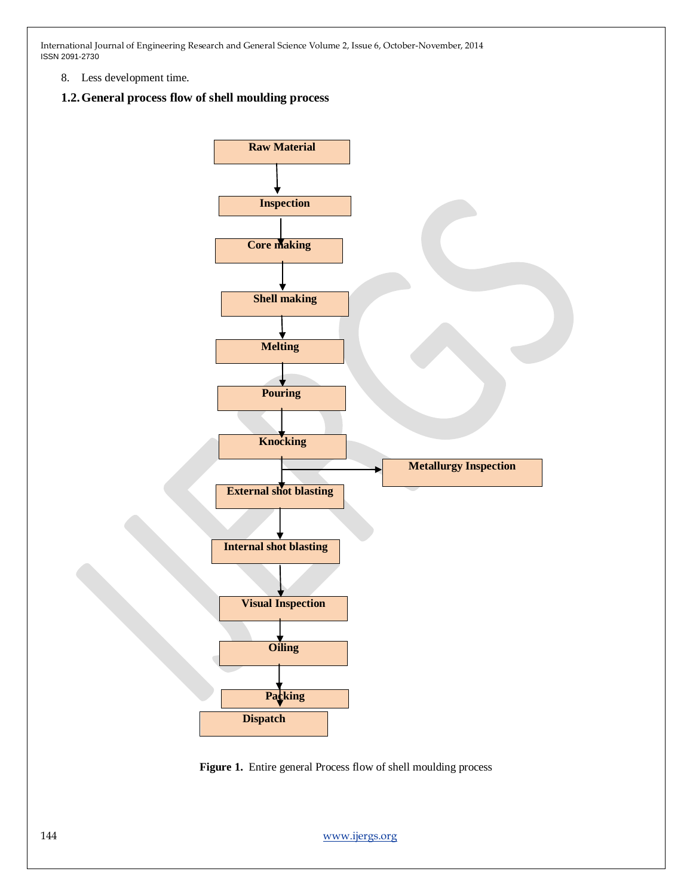8. Less development time.

### 1.2. General process flow of shell moulding process

Raw Material

Inspection

Core making

Shell making

Melting

Pouring

Knocking

Metallurgy Inspection

External shot blasting

Internal shot blasting

Visual Inspection

Oiling

Packing

Dispatch

**Figure 1.** Entire general Process flow of shell moulding process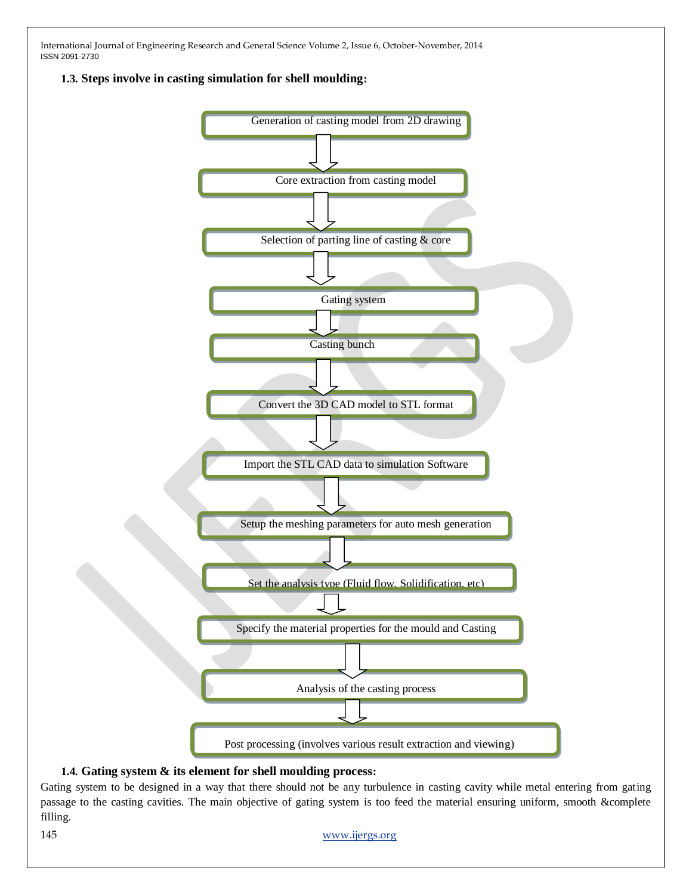### 1.3. Steps involve in casting simulation for shell moulding:

Generation of casting model from 2D drawing

↓

Core extraction from casting model

↓

Selection of parting line of casting & core

↓

Gating system

↓

Casting bunch

↓

Convert the 3D CAD model to STL format

↓

Import the STL CAD data to simulation Software

↓

Setup the meshing parameters for auto mesh generation

↓

Set the analysis type (Fluid flow, Solidification, etc)

↓

Specify the material properties for the mould and Casting

↓

Analysis of the casting process

↓

Post processing (involves various result extraction and viewing)

### 1.4. Gating system & its element for shell moulding process:

Gating system to be designed in a way that there should not be any turbulence in casting cavity while metal entering from gating passage to the casting cavities. The main objective of gating system is too feed the material ensuring uniform, smooth &complete filling.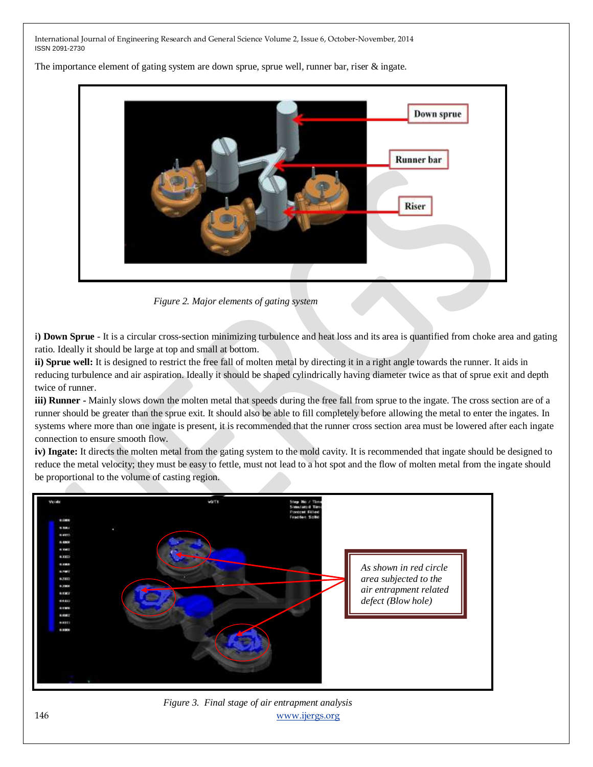The importance element of gating system are down sprue, sprue well, runner bar, riser & ingate.

Figure 2. Major elements of gating system

**i) Down Sprue** - It is a circular cross-section minimizing turbulence and heat loss and its area is quantified from choke area and gating ratio. Ideally it should be large at top and small at bottom.

**ii) Sprue well:** It is designed to restrict the free fall of molten metal by directing it in a right angle towards the runner. It aids in reducing turbulence and air aspiration. Ideally it should be shaped cylindrically having diameter twice as that of sprue exit and depth twice of runner.

**iii) Runner** - Mainly slows down the molten metal that speeds during the free fall from sprue to the ingate. The cross section are of a runner should be greater than the sprue exit. It should also be able to fill completely before allowing the metal to enter the ingates. In systems where more than one ingate is present, it is recommended that the runner cross section area must be lowered after each ingate connection to ensure smooth flow.

**iv) Ingate:** It directs the molten metal from the gating system to the mold cavity. It is recommended that ingate should be designed to reduce the metal velocity; they must be easy to fettle, must not lead to a hot spot and the flow of molten metal from the ingate should be proportional to the volume of casting region.

*As shown in red circle area subjected to the air entrapment related defect (Blow hole)*

Figure 3. Final stage of air entrapment analysis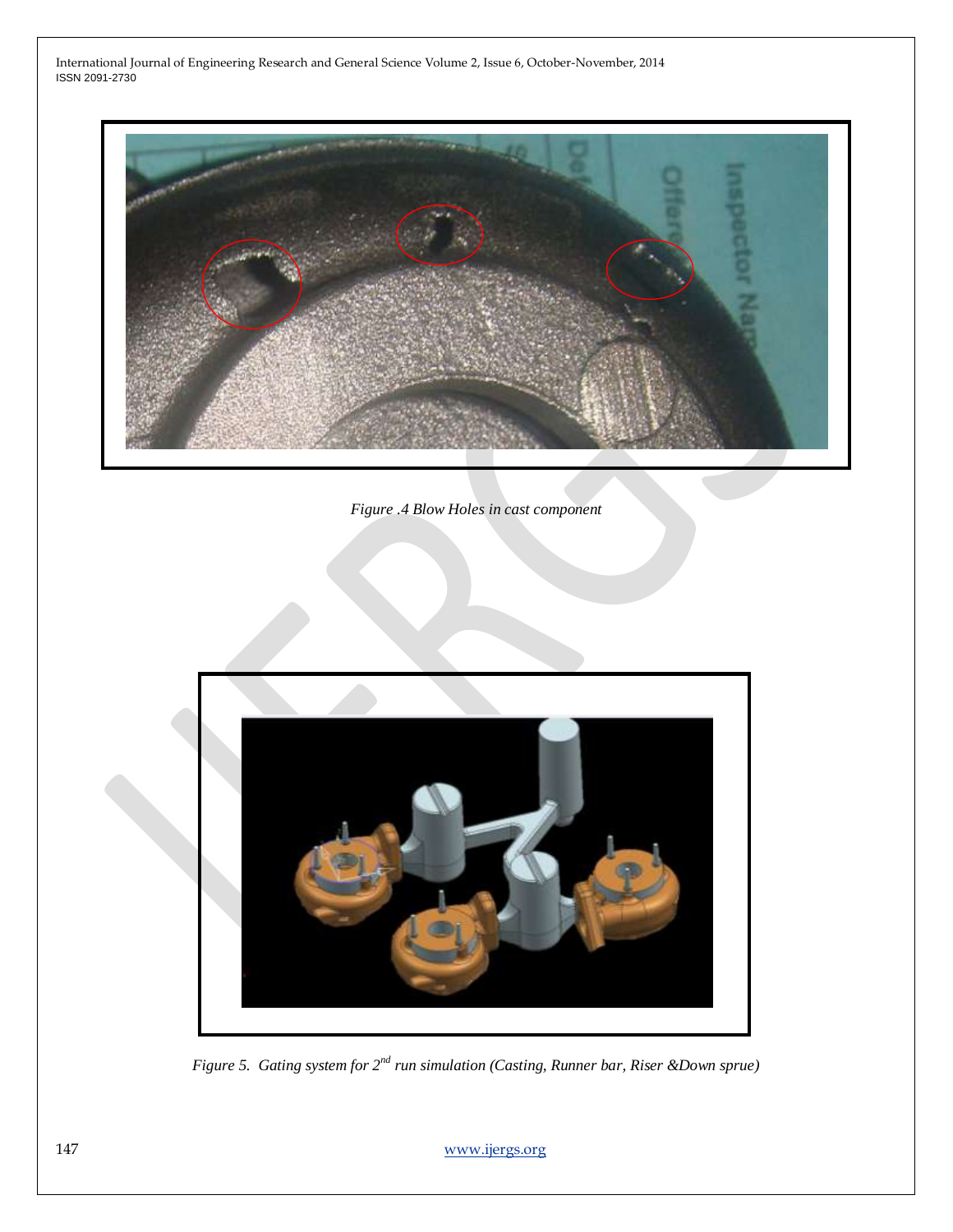Figure .4 Blow Holes in cast component

Figure 5. Gating system for 2nd run simulation (Casting, Runner bar, Riser &Down sprue)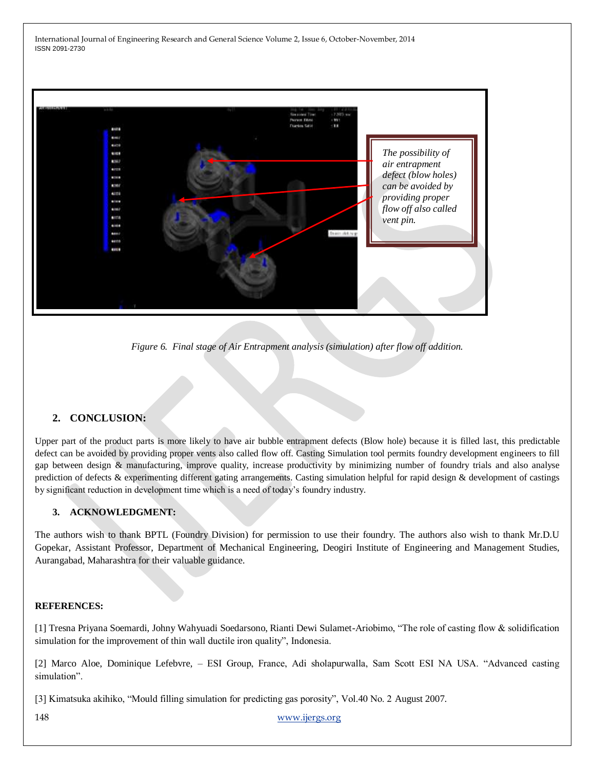The possibility of air entrapment defect (blow holes) can be avoided by providing proper flow off also called vent pin.

*Figure 6. Final stage of Air Entrapment analysis (simulation) after flow off addition.*

## 2. CONCLUSION:

Upper part of the product parts is more likely to have air bubble entrapment defects (Blow hole) because it is filled last, this predictable defect can be avoided by providing proper vents also called flow off. Casting Simulation tool permits foundry development engineers to fill gap between design & manufacturing, improve quality, increase productivity by minimizing number of foundry trials and also analyse prediction of defects & experimenting different gating arrangements. Casting simulation helpful for rapid design & development of castings by significant reduction in development time which is a need of today's foundry industry.

## 3. ACKNOWLEDGMENT:

The authors wish to thank BPTL (Foundry Division) for permission to use their foundry. The authors also wish to thank Mr.D.U Gopekar, Assistant Professor, Department of Mechanical Engineering, Deogiri Institute of Engineering and Management Studies, Aurangabad, Maharashtra for their valuable guidance.

**REFERENCES:**

[1] Tresna Priyana Soemardi, Johny Wahyuadi Soedarsono, Rianti Dewi Sulamet-Ariobimo, "The role of casting flow & solidification simulation for the improvement of thin wall ductile iron quality", Indonesia.

[2] Marco Aloe, Dominique Lefebvre, – ESI Group, France, Adi sholapurwalla, Sam Scott ESI NA USA. "Advanced casting simulation".

[3] Kimatsuka akihiko, "Mould filling simulation for predicting gas porosity", Vol.40 No. 2 August 2007.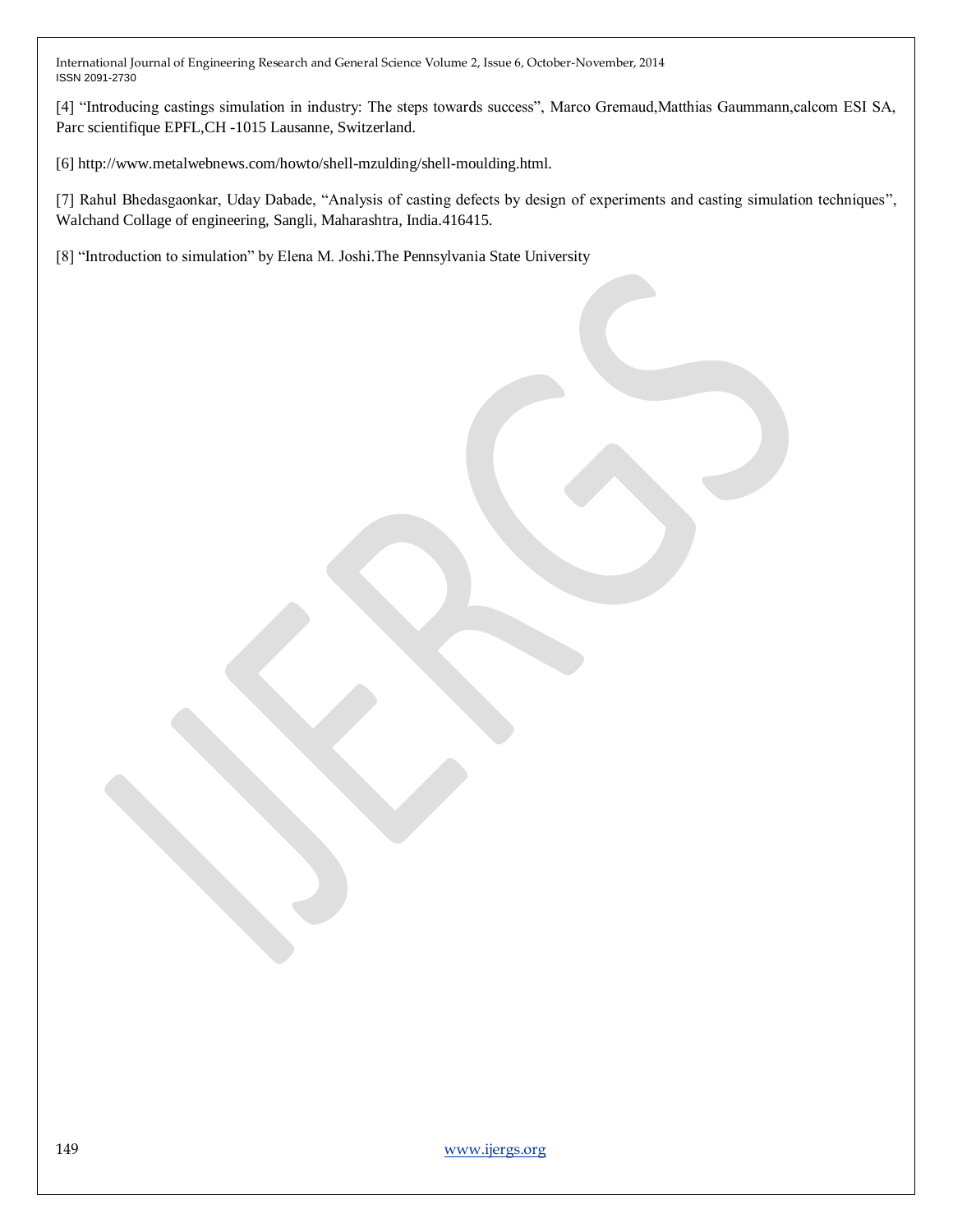[4] "Introducing castings simulation in industry: The steps towards success", Marco Gremaud,Matthias Gaummann,calcom ESI SA, Parc scientifique EPFL,CH -1015 Lausanne, Switzerland.

[6] http://www.metalwebnews.com/howto/shell-mzulding/shell-moulding.html.

[7] Rahul Bhedasgaonkar, Uday Dabade, "Analysis of casting defects by design of experiments and casting simulation techniques", Walchand Collage of engineering, Sangli, Maharashtra, India.416415.

[8] "Introduction to simulation" by Elena M. Joshi.The Pennsylvania State University